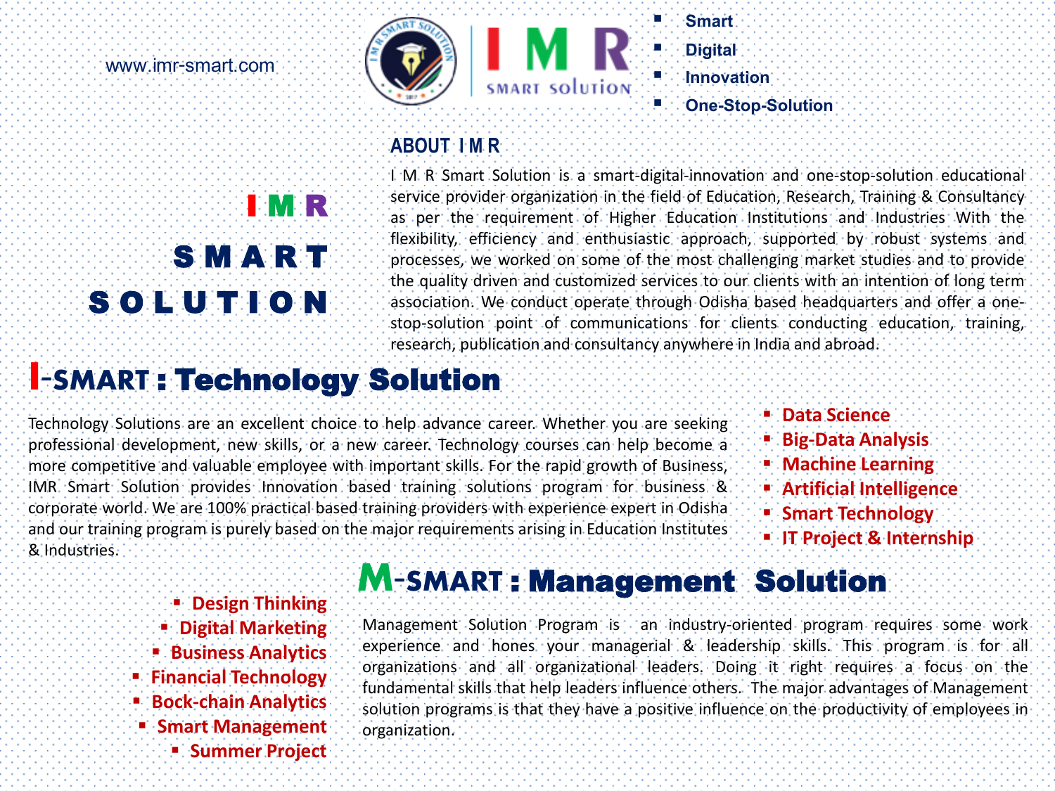www.imr-smart.com

I M R

SMART SOLUTION

- Smart
- Digital
- Innovation
- One-Stop-Solution

# I M R SMART SOLUTION

## ABOUT I M R

I M R Smart Solution is a smart-digital-innovation and one-stop-solution educational service provider organization in the field of Education, Research, Training & Consultancy as per the requirement of Higher Education Institutions and Industries With the flexibility, efficiency and enthusiastic approach, supported by robust systems and processes, we worked on some of the most challenging market studies and to provide the quality driven and customized services to our clients with an intention of long term association. We conduct operate through Odisha based headquarters and offer a one-stop-solution point of communications for clients conducting education, training, research, publication and consultancy anywhere in India and abroad.

## I-SMART : Technology Solution

Technology Solutions are an excellent choice to help advance career. Whether you are seeking professional development, new skills, or a new career. Technology courses can help become a more competitive and valuable employee with important skills. For the rapid growth of Business, IMR Smart Solution provides Innovation based training solutions program for business & corporate world. We are 100% practical based training providers with experience expert in Odisha and our training program is purely based on the major requirements arising in Education Institutes & Industries.

- Data Science
- Big-Data Analysis
- Machine Learning
- Artificial Intelligence
- Smart Technology
- IT Project & Internship

## M-SMART : Management Solution

Management Solution Program is an industry-oriented program requires some work experience and hones your managerial & leadership skills. This program is for all organizations and all organizational leaders. Doing it right requires a focus on the fundamental skills that help leaders influence others. The major advantages of Management solution programs is that they have a positive influence on the productivity of employees in organization.

- Design Thinking
- Digital Marketing
- Business Analytics
- Financial Technology
- Bock-chain Analytics
- Smart Management
- Summer Project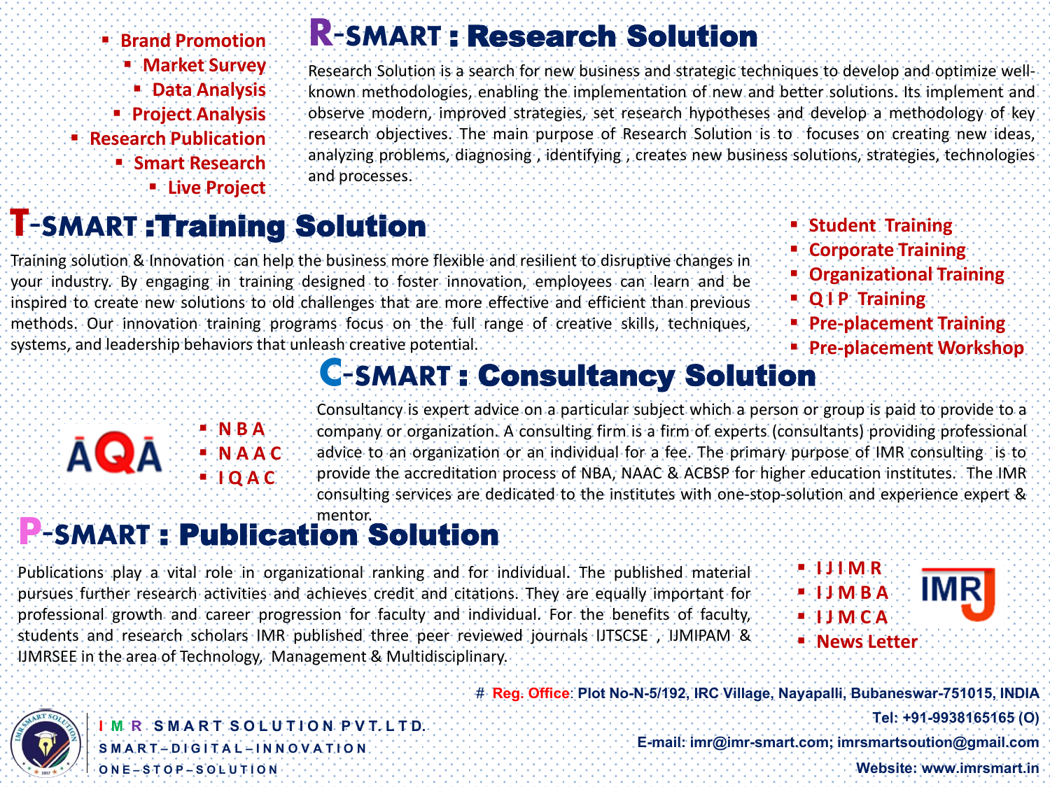- Brand Promotion
- Market Survey
- Data Analysis
- Project Analysis
- Research Publication
- Smart Research
- Live Project

## R-SMART : Research Solution

Research Solution is a search for new business and strategic techniques to develop and optimize well-known methodologies, enabling the implementation of new and better solutions. Its implement and observe modern, improved strategies, set research hypotheses and develop a methodology of key research objectives. The main purpose of Research Solution is to focuses on creating new ideas, analyzing problems, diagnosing , identifying , creates new business solutions, strategies, technologies and processes.

## T-SMART :Training Solution

Training solution & Innovation can help the business more flexible and resilient to disruptive changes in your industry. By engaging in training designed to foster innovation, employees can learn and be inspired to create new solutions to old challenges that are more effective and efficient than previous methods. Our innovation training programs focus on the full range of creative skills, techniques, systems, and leadership behaviors that unleash creative potential.

- Student Training
- Corporate Training
- Organizational Training
- Q I P Training
- Pre-placement Training
- Pre-placement Workshop

## C-SMART : Consultancy Solution

AQA

- N B A
- N A A C
- I Q A C

Consultancy is expert advice on a particular subject which a person or group is paid to provide to a company or organization. A consulting firm is a firm of experts (consultants) providing professional advice to an organization or an individual for a fee. The primary purpose of IMR consulting is to provide the accreditation process of NBA, NAAC & ACBSP for higher education institutes. The IMR consulting services are dedicated to the institutes with one-stop-solution and experience expert & mentor.

## P-SMART : Publication Solution

Publications play a vital role in organizational ranking and for individual. The published material pursues further research activities and achieves credit and citations. They are equally important for professional growth and career progression for faculty and individual. For the benefits of faculty, students and research scholars IMR published three peer reviewed journals IJTSCSE , IJMIPAM & IJMRSEE in the area of Technology, Management & Multidisciplinary.

- I J I M R
- I J M B A
- I J M C A
- News Letter

IMRJ

**I M R SMART SOLUTION PVT. LTD.**
SMART–DIGITAL–INNOVATION
ONE–STOP–SOLUTION

# Reg. Office: Plot No-N-5/192, IRC Village, Nayapalli, Bubaneswar-751015, INDIA
Tel: +91-9938165165 (O)
E-mail: imr@imr-smart.com; imrsmartsoution@gmail.com
Website: www.imrsmart.in